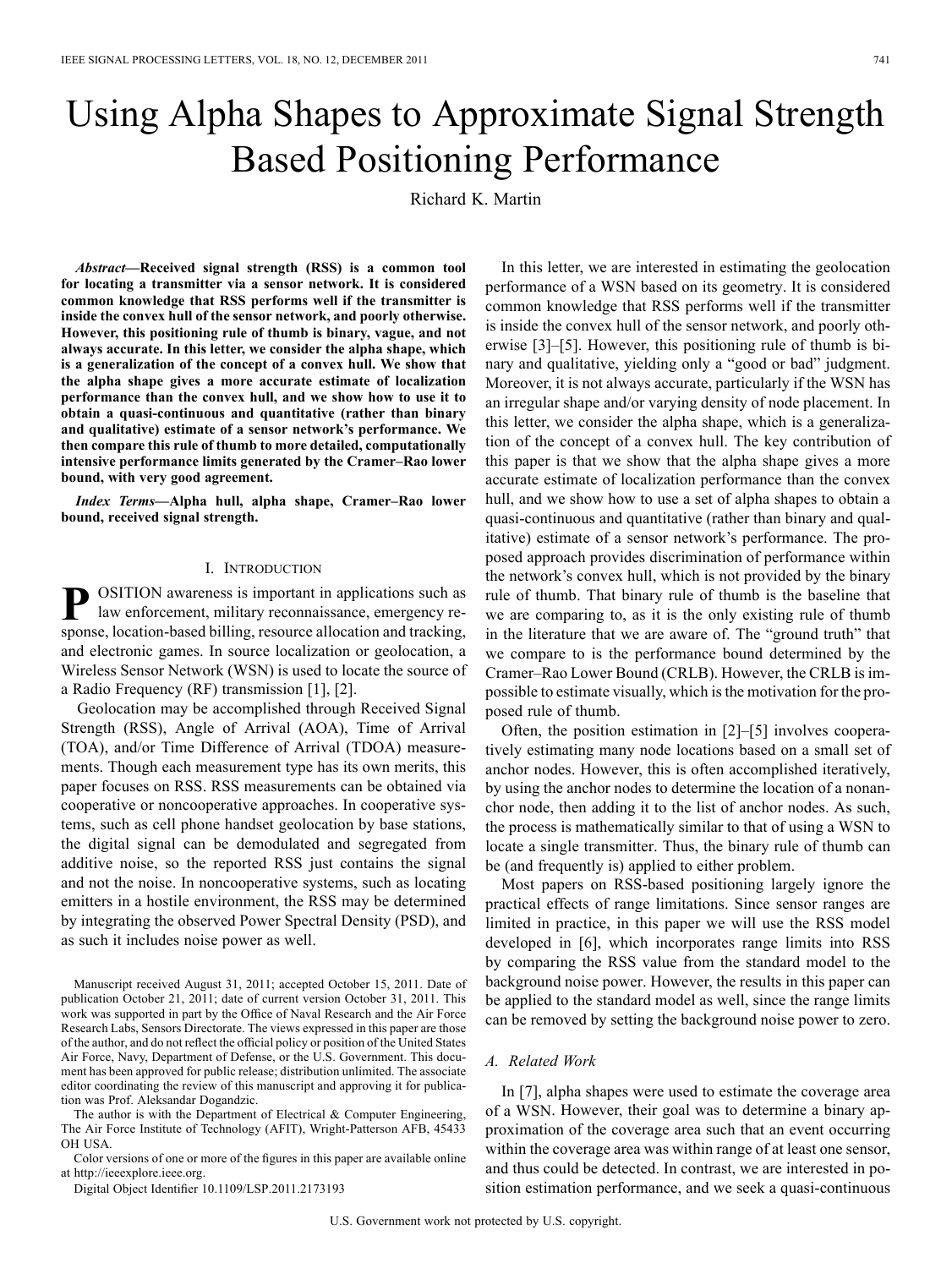# Using Alpha Shapes to Approximate Signal Strength Based Positioning Performance

Richard K. Martin

***Abstract*—Received signal strength (RSS) is a common tool for locating a transmitter via a sensor network. It is considered common knowledge that RSS performs well if the transmitter is inside the convex hull of the sensor network, and poorly otherwise. However, this positioning rule of thumb is binary, vague, and not always accurate. In this letter, we consider the alpha shape, which is a generalization of the concept of a convex hull. We show that the alpha shape gives a more accurate estimate of localization performance than the convex hull, and we show how to use it to obtain a quasi-continuous and quantitative (rather than binary and qualitative) estimate of a sensor network's performance. We then compare this rule of thumb to more detailed, computationally intensive performance limits generated by the Cramer–Rao lower bound, with very good agreement.**

***Index Terms*—Alpha hull, alpha shape, Cramer–Rao lower bound, received signal strength.**

## I. Introduction

POSITION awareness is important in applications such as law enforcement, military reconnaissance, emergency response, location-based billing, resource allocation and tracking, and electronic games. In source localization or geolocation, a Wireless Sensor Network (WSN) is used to locate the source of a Radio Frequency (RF) transmission [1], [2].

Geolocation may be accomplished through Received Signal Strength (RSS), Angle of Arrival (AOA), Time of Arrival (TOA), and/or Time Difference of Arrival (TDOA) measurements. Though each measurement type has its own merits, this paper focuses on RSS. RSS measurements can be obtained via cooperative or noncooperative approaches. In cooperative systems, such as cell phone handset geolocation by base stations, the digital signal can be demodulated and segregated from additive noise, so the reported RSS just contains the signal and not the noise. In noncooperative systems, such as locating emitters in a hostile environment, the RSS may be determined by integrating the observed Power Spectral Density (PSD), and as such it includes noise power as well.

Manuscript received August 31, 2011; accepted October 15, 2011. Date of publication October 21, 2011; date of current version October 31, 2011. This work was supported in part by the Office of Naval Research and the Air Force Research Labs, Sensors Directorate. The views expressed in this paper are those of the author, and do not reflect the official policy or position of the United States Air Force, Navy, Department of Defense, or the U.S. Government. This document has been approved for public release; distribution unlimited. The associate editor coordinating the review of this manuscript and approving it for publication was Prof. Aleksandar Dogandzic.

The author is with the Department of Electrical & Computer Engineering, The Air Force Institute of Technology (AFIT), Wright-Patterson AFB, 45433 OH USA.

Color versions of one or more of the figures in this paper are available online at http://ieeexplore.ieee.org.

Digital Object Identifier 10.1109/LSP.2011.2173193

In this letter, we are interested in estimating the geolocation performance of a WSN based on its geometry. It is considered common knowledge that RSS performs well if the transmitter is inside the convex hull of the sensor network, and poorly otherwise [3]–[5]. However, this positioning rule of thumb is binary and qualitative, yielding only a "good or bad" judgment. Moreover, it is not always accurate, particularly if the WSN has an irregular shape and/or varying density of node placement. In this letter, we consider the alpha shape, which is a generalization of the concept of a convex hull. The key contribution of this paper is that we show that the alpha shape gives a more accurate estimate of localization performance than the convex hull, and we show how to use a set of alpha shapes to obtain a quasi-continuous and quantitative (rather than binary and qualitative) estimate of a sensor network's performance. The proposed approach provides discrimination of performance within the network's convex hull, which is not provided by the binary rule of thumb. That binary rule of thumb is the baseline that we are comparing to, as it is the only existing rule of thumb in the literature that we are aware of. The "ground truth" that we compare to is the performance bound determined by the Cramer–Rao Lower Bound (CRLB). However, the CRLB is impossible to estimate visually, which is the motivation for the proposed rule of thumb.

Often, the position estimation in [2]–[5] involves cooperatively estimating many node locations based on a small set of anchor nodes. However, this is often accomplished iteratively, by using the anchor nodes to determine the location of a nonanchor node, then adding it to the list of anchor nodes. As such, the process is mathematically similar to that of using a WSN to locate a single transmitter. Thus, the binary rule of thumb can be (and frequently is) applied to either problem.

Most papers on RSS-based positioning largely ignore the practical effects of range limitations. Since sensor ranges are limited in practice, in this paper we will use the RSS model developed in [6], which incorporates range limits into RSS by comparing the RSS value from the standard model to the background noise power. However, the results in this paper can be applied to the standard model as well, since the range limits can be removed by setting the background noise power to zero.

### A. Related Work

In [7], alpha shapes were used to estimate the coverage area of a WSN. However, their goal was to determine a binary approximation of the coverage area such that an event occurring within the coverage area was within range of at least one sensor, and thus could be detected. In contrast, we are interested in position estimation performance, and we seek a quasi-continuous

U.S. Government work not protected by U.S. copyright.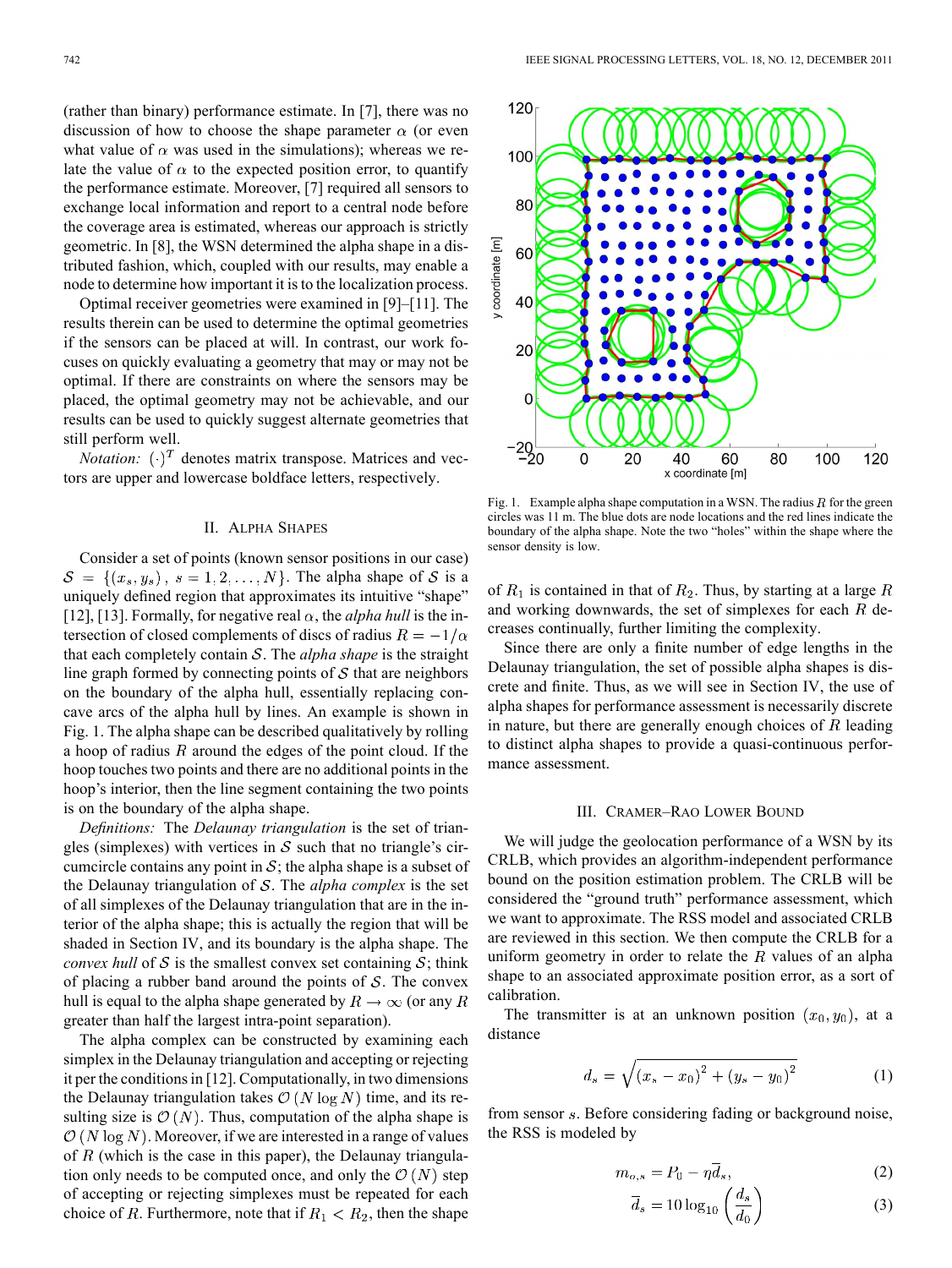(rather than binary) performance estimate. In [7], there was no discussion of how to choose the shape parameter $\alpha$ (or even what value of $\alpha$ was used in the simulations); whereas we relate the value of $\alpha$ to the expected position error, to quantify the performance estimate. Moreover, [7] required all sensors to exchange local information and report to a central node before the coverage area is estimated, whereas our approach is strictly geometric. In [8], the WSN determined the alpha shape in a distributed fashion, which, coupled with our results, may enable a node to determine how important it is to the localization process.

Optimal receiver geometries were examined in [9]–[11]. The results therein can be used to determine the optimal geometries if the sensors can be placed at will. In contrast, our work focuses on quickly evaluating a geometry that may or may not be optimal. If there are constraints on where the sensors may be placed, the optimal geometry may not be achievable, and our results can be used to quickly suggest alternate geometries that still perform well.

*Notation:* $(\cdot)^T$ denotes matrix transpose. Matrices and vectors are upper and lowercase boldface letters, respectively.

## II. Alpha Shapes

Consider a set of points (known sensor positions in our case) $\mathcal{S} = \{(x_s, y_s)\},\ s = 1, 2, \ldots, N\}$. The alpha shape of $\mathcal{S}$ is a uniquely defined region that approximates its intuitive "shape" [12], [13]. Formally, for negative real $\alpha$, the *alpha hull* is the intersection of closed complements of discs of radius $R = -1/\alpha$ that each completely contain $\mathcal{S}$. The *alpha shape* is the straight line graph formed by connecting points of $\mathcal{S}$ that are neighbors on the boundary of the alpha hull, essentially replacing concave arcs of the alpha hull by lines. An example is shown in Fig. 1. The alpha shape can be described qualitatively by rolling a hoop of radius $R$ around the edges of the point cloud. If the hoop touches two points and there are no additional points in the hoop's interior, then the line segment containing the two points is on the boundary of the alpha shape.

*Definitions:* The *Delaunay triangulation* is the set of triangles (simplexes) with vertices in $\mathcal{S}$ such that no triangle's circumcircle contains any point in $\mathcal{S}$; the alpha shape is a subset of the Delaunay triangulation of $\mathcal{S}$. The *alpha complex* is the set of all simplexes of the Delaunay triangulation that are in the interior of the alpha shape; this is actually the region that will be shaded in Section IV, and its boundary is the alpha shape. The *convex hull* of $\mathcal{S}$ is the smallest convex set containing $\mathcal{S}$; think of placing a rubber band around the points of $\mathcal{S}$. The convex hull is equal to the alpha shape generated by $R \to \infty$ (or any $R$ greater than half the largest inter-point separation).

The alpha complex can be constructed by examining each simplex in the Delaunay triangulation and accepting or rejecting it per the conditions in [12]. Computationally, in two dimensions the Delaunay triangulation takes $\mathcal{O}(N \log N)$ time, and its resulting size is $\mathcal{O}(N)$. Thus, computation of the alpha shape is $\mathcal{O}(N \log N)$. Moreover, if we are interested in a range of values of $R$ (which is the case in this paper), the Delaunay triangulation only needs to be computed once, and only the $\mathcal{O}(N)$ step of accepting or rejecting simplexes must be repeated for each choice of $R$. Furthermore, note that if $R_1 < R_2$, then the shape of $R_1$ is contained in that of $R_2$. Thus, by starting at a large $R$ and working downwards, the set of simplexes for each $R$ decreases continually, further limiting the complexity.

Fig. 1. Example alpha shape computation in a WSN. The radius $R$ for the green circles was 11 m. The blue dots are node locations and the red lines indicate the boundary of the alpha shape. Note the two "holes" within the shape where the sensor density is low.

Since there are only a finite number of edge lengths in the Delaunay triangulation, the set of possible alpha shapes is discrete and finite. Thus, as we will see in Section IV, the use of alpha shapes for performance assessment is necessarily discrete in nature, but there are generally enough choices of $R$ leading to distinct alpha shapes to provide a quasi-continuous performance assessment.

## III. Cramer–Rao Lower Bound

We will judge the geolocation performance of a WSN by its CRLB, which provides an algorithm-independent performance bound on the position estimation problem. The CRLB will be considered the "ground truth" performance assessment, which we want to approximate. The RSS model and associated CRLB are reviewed in this section. We then compute the CRLB for a uniform geometry in order to relate the $R$ values of an alpha shape to an associated approximate position error, as a sort of calibration.

The transmitter is at an unknown position $(x_0, y_0)$, at a distance

$$d_s = \sqrt{(x_s - x_0)^2 + (y_s - y_0)^2} \tag{1}$$

from sensor $s$. Before considering fading or background noise, the RSS is modeled by

$$m_{o,s} = P_0 - \eta \overline{d}_s, \tag{2}$$

$$\overline{d}_s = 10 \log_{10}\left(\frac{d_s}{d_0}\right) \tag{3}$$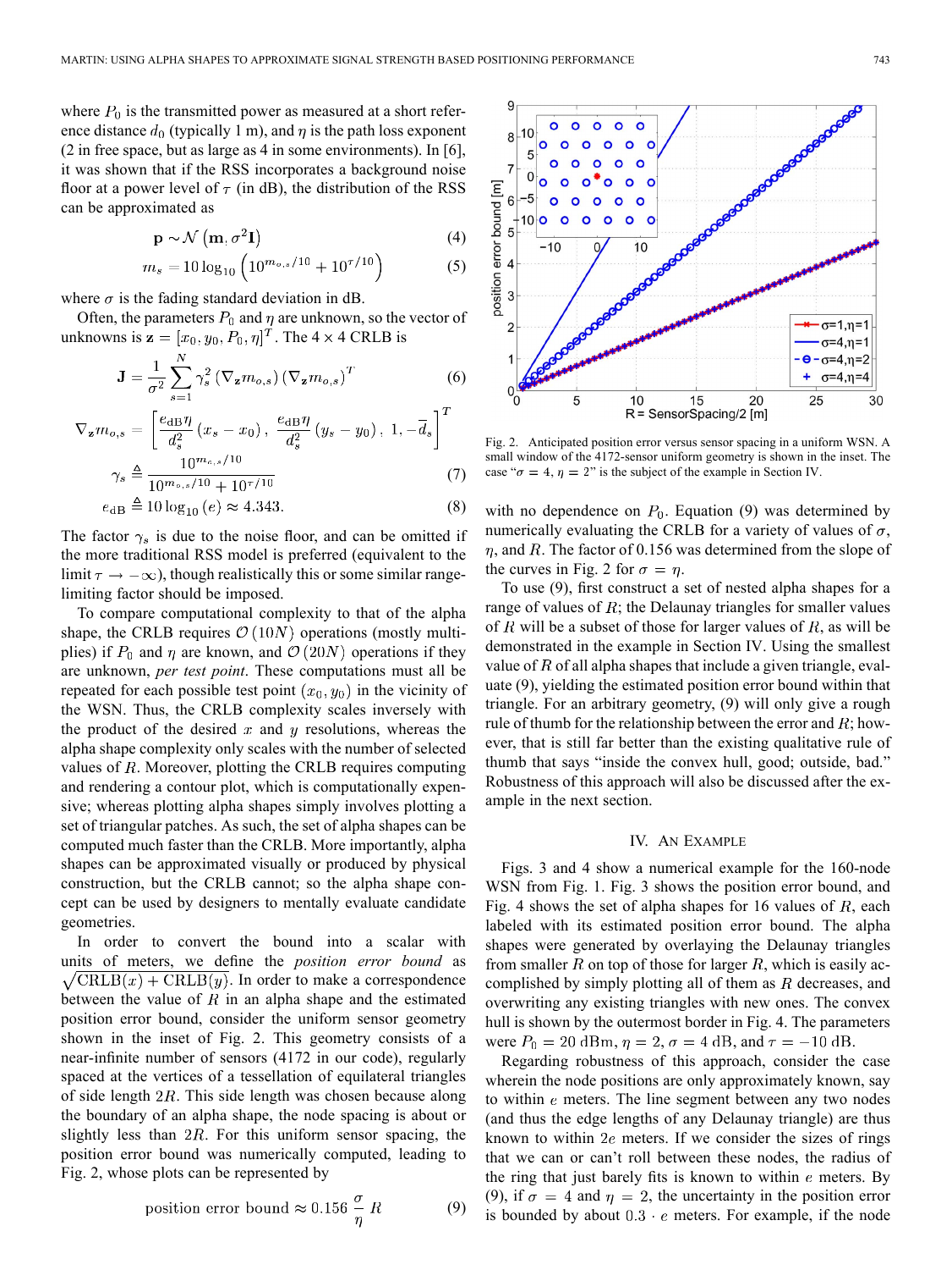where $P_0$ is the transmitted power as measured at a short reference distance $d_0$ (typically 1 m), and $\eta$ is the path loss exponent (2 in free space, but as large as 4 in some environments). In [6], it was shown that if the RSS incorporates a background noise floor at a power level of $\tau$ (in dB), the distribution of the RSS can be approximated as

$$\mathbf{p} \sim \mathcal{N}\left(\mathbf{m}, \sigma^2 \mathbf{I}\right) \tag{4}$$

$$m_s = 10 \log_{10}\left(10^{m_{o,s}/10} + 10^{\tau/10}\right) \tag{5}$$

where $\sigma$ is the fading standard deviation in dB.

Often, the parameters $P_0$ and $\eta$ are unknown, so the vector of unknowns is $\mathbf{z} = [x_0, y_0, P_0, \eta]^T$. The $4 \times 4$ CRLB is

$$\mathbf{J} = \frac{1}{\sigma^2} \sum_{s=1}^{N} \gamma_s^2 \left(\nabla_{\mathbf{z}} m_{o,s}\right)\left(\nabla_{\mathbf{z}} m_{o,s}\right)^T \tag{6}$$

$$\nabla_{\mathbf{z}} m_{o,s} = \left[\frac{e_{\text{dB}}\eta}{d_s^2}(x_s - x_0),\ \frac{e_{\text{dB}}\eta}{d_s^2}(y_s - y_0),\ 1, -\overline{d}_s\right]^T$$

$$\gamma_s \triangleq \frac{10^{m_{o,s}/10}}{10^{m_{o,s}/10} + 10^{\tau/10}} \tag{7}$$

$$e_{\text{dB}} \triangleq 10 \log_{10}(e) \approx 4.343. \tag{8}$$

The factor $\gamma_s$ is due to the noise floor, and can be omitted if the more traditional RSS model is preferred (equivalent to the limit $\tau \to -\infty$), though realistically this or some similar range-limiting factor should be imposed.

To compare computational complexity to that of the alpha shape, the CRLB requires $\mathcal{O}(10N)$ operations (mostly multiplies) if $P_0$ and $\eta$ are known, and $\mathcal{O}(20N)$ operations if they are unknown, *per test point*. These computations must all be repeated for each possible test point $(x_0, y_0)$ in the vicinity of the WSN. Thus, the CRLB complexity scales inversely with the product of the desired $x$ and $y$ resolutions, whereas the alpha shape complexity only scales with the number of selected values of $R$. Moreover, plotting the CRLB requires computing and rendering a contour plot, which is computationally expensive; whereas plotting alpha shapes simply involves plotting a set of triangular patches. As such, the set of alpha shapes can be computed much faster than the CRLB. More importantly, alpha shapes can be approximated visually or produced by physical construction, but the CRLB cannot; so the alpha shape concept can be used by designers to mentally evaluate candidate geometries.

In order to convert the bound into a scalar with units of meters, we define the *position error bound* as $\sqrt{\text{CRLB}(x) + \text{CRLB}(y)}$. In order to make a correspondence between the value of $R$ in an alpha shape and the estimated position error bound, consider the uniform sensor geometry shown in the inset of Fig. 2. This geometry consists of a near-infinite number of sensors (4172 in our code), regularly spaced at the vertices of a tessellation of equilateral triangles of side length $2R$. This side length was chosen because along the boundary of an alpha shape, the node spacing is about or slightly less than $2R$. For this uniform sensor spacing, the position error bound was numerically computed, leading to Fig. 2, whose plots can be represented by

$$\text{position error bound} \approx 0.156\, \frac{\sigma}{\eta}\, R \tag{9}$$

Fig. 2. Anticipated position error versus sensor spacing in a uniform WSN. A small window of the 4172-sensor uniform geometry is shown in the inset. The case "$\sigma = 4$, $\eta = 2$" is the subject of the example in Section IV.

with no dependence on $P_0$. Equation (9) was determined by numerically evaluating the CRLB for a variety of values of $\sigma$, $\eta$, and $R$. The factor of 0.156 was determined from the slope of the curves in Fig. 2 for $\sigma = \eta$.

To use (9), first construct a set of nested alpha shapes for a range of values of $R$; the Delaunay triangles for smaller values of $R$ will be a subset of those for larger values of $R$, as will be demonstrated in the example in Section IV. Using the smallest value of $R$ of all alpha shapes that include a given triangle, evaluate (9), yielding the estimated position error bound within that triangle. For an arbitrary geometry, (9) will only give a rough rule of thumb for the relationship between the error and $R$; however, that is still far better than the existing qualitative rule of thumb that says "inside the convex hull, good; outside, bad." Robustness of this approach will also be discussed after the example in the next section.

## IV. An Example

Figs. 3 and 4 show a numerical example for the 160-node WSN from Fig. 1. Fig. 3 shows the position error bound, and Fig. 4 shows the set of alpha shapes for 16 values of $R$, each labeled with its estimated position error bound. The alpha shapes were generated by overlaying the Delaunay triangles from smaller $R$ on top of those for larger $R$, which is easily accomplished by simply plotting all of them as $R$ decreases, and overwriting any existing triangles with new ones. The convex hull is shown by the outermost border in Fig. 4. The parameters were $P_0 = 20$ dBm, $\eta = 2$, $\sigma = 4$ dB, and $\tau = -10$ dB.

Regarding robustness of this approach, consider the case wherein the node positions are only approximately known, say to within $e$ meters. The line segment between any two nodes (and thus the edge lengths of any Delaunay triangle) are thus known to within $2e$ meters. If we consider the sizes of rings that we can or can't roll between these nodes, the radius of the ring that just barely fits is known to within $e$ meters. By (9), if $\sigma = 4$ and $\eta = 2$, the uncertainty in the position error is bounded by about $0.3 \cdot e$ meters. For example, if the node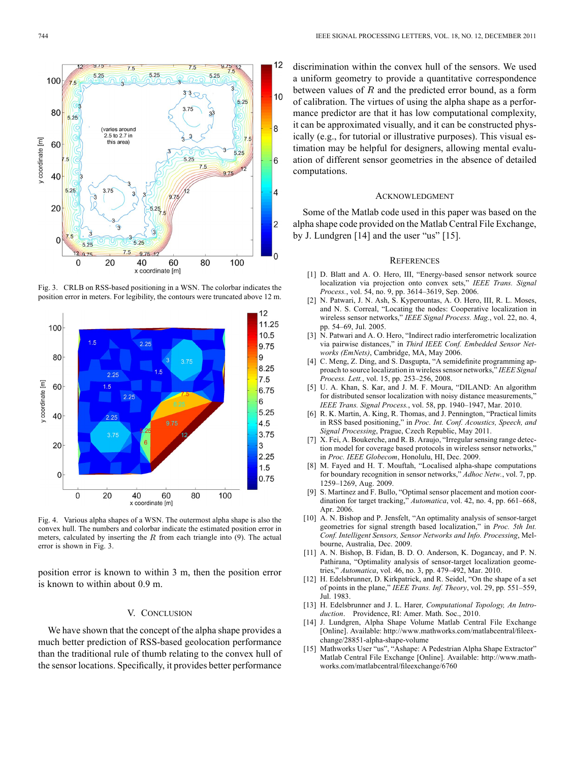(varies around 2.5 to 2.7 in this area)

Fig. 3. CRLB on RSS-based positioning in a WSN. The colorbar indicates the position error in meters. For legibility, the contours were truncated above 12 m.

Fig. 4. Various alpha shapes of a WSN. The outermost alpha shape is also the convex hull. The numbers and colorbar indicate the estimated position error in meters, calculated by inserting the $R$ from each triangle into (9). The actual error is shown in Fig. 3.

position error is known to within 3 m, then the position error is known to within about 0.9 m.

## V. Conclusion

We have shown that the concept of the alpha shape provides a much better prediction of RSS-based geolocation performance than the traditional rule of thumb relating to the convex hull of the sensor locations. Specifically, it provides better performance discrimination within the convex hull of the sensors. We used a uniform geometry to provide a quantitative correspondence between values of $R$ and the predicted error bound, as a form of calibration. The virtues of using the alpha shape as a performance predictor are that it has low computational complexity, it can be approximated visually, and it can be constructed physically (e.g., for tutorial or illustrative purposes). This visual estimation may be helpful for designers, allowing mental evaluation of different sensor geometries in the absence of detailed computations.

## Acknowledgment

Some of the Matlab code used in this paper was based on the alpha shape code provided on the Matlab Central File Exchange, by J. Lundgren [14] and the user "us" [15].

## References

[1] D. Blatt and A. O. Hero, III, "Energy-based sensor network source localization via projection onto convex sets," *IEEE Trans. Signal Process.*, vol. 54, no. 9, pp. 3614–3619, Sep. 2006.

[2] N. Patwari, J. N. Ash, S. Kyperountas, A. O. Hero, III, R. L. Moses, and N. S. Correal, "Locating the nodes: Cooperative localization in wireless sensor networks," *IEEE Signal Process. Mag.*, vol. 22, no. 4, pp. 54–69, Jul. 2005.

[3] N. Patwari and A. O. Hero, "Indirect radio interferometric localization via pairwise distances," in *Third IEEE Conf. Embedded Sensor Networks (EmNets)*, Cambridge, MA, May 2006.

[4] C. Meng, Z. Ding, and S. Dasgupta, "A semidefinite programming approach to source localization in wireless sensor networks," *IEEE Signal Process. Lett.*, vol. 15, pp. 253–256, 2008.

[5] U. A. Khan, S. Kar, and J. M. F. Moura, "DILAND: An algorithm for distributed sensor localization with noisy distance measurements," *IEEE Trans. Signal Process.*, vol. 58, pp. 1940–1947, Mar. 2010.

[6] R. K. Martin, A. King, R. Thomas, and J. Pennington, "Practical limits in RSS based positioning," in *Proc. Int. Conf. Acoustics, Speech, and Signal Processing*, Prague, Czech Republic, May 2011.

[7] X. Fei, A. Boukerche, and R. B. Araujo, "Irregular sensing range detection model for coverage based protocols in wireless sensor networks," in *Proc. IEEE Globecom*, Honolulu, HI, Dec. 2009.

[8] M. Fayed and H. T. Mouftah, "Localised alpha-shape computations for boundary recognition in sensor networks," *Adhoc Netw.*, vol. 7, pp. 1259–1269, Aug. 2009.

[9] S. Martinez and F. Bullo, "Optimal sensor placement and motion coordination for target tracking," *Automatica*, vol. 42, no. 4, pp. 661–668, Apr. 2006.

[10] A. N. Bishop and P. Jensfelt, "An optimality analysis of sensor-target geometries for signal strength based localization," in *Proc. 5th Int. Conf. Intelligent Sensors, Sensor Networks and Info. Processing*, Melbourne, Australia, Dec. 2009.

[11] A. N. Bishop, B. Fidan, B. D. O. Anderson, K. Dogancay, and P. N. Pathirana, "Optimality analysis of sensor-target localization geometries," *Automatica*, vol. 46, no. 3, pp. 479–492, Mar. 2010.

[12] H. Edelsbrunner, D. Kirkpatrick, and R. Seidel, "On the shape of a set of points in the plane," *IEEE Trans. Inf. Theory*, vol. 29, pp. 551–559, Jul. 1983.

[13] H. Edelsbrunner and J. L. Harer, *Computational Topology, An Introduction*. Providence, RI: Amer. Math. Soc., 2010.

[14] J. Lundgren, Alpha Shape Volume Matlab Central File Exchange [Online]. Available: http://www.mathworks.com/matlabcentral/fileexchange/28851-alpha-shape-volume

[15] Mathworks User "us", "Ashape: A Pedestrian Alpha Shape Extractor" Matlab Central File Exchange [Online]. Available: http://www.mathworks.com/matlabcentral/fileexchange/6760